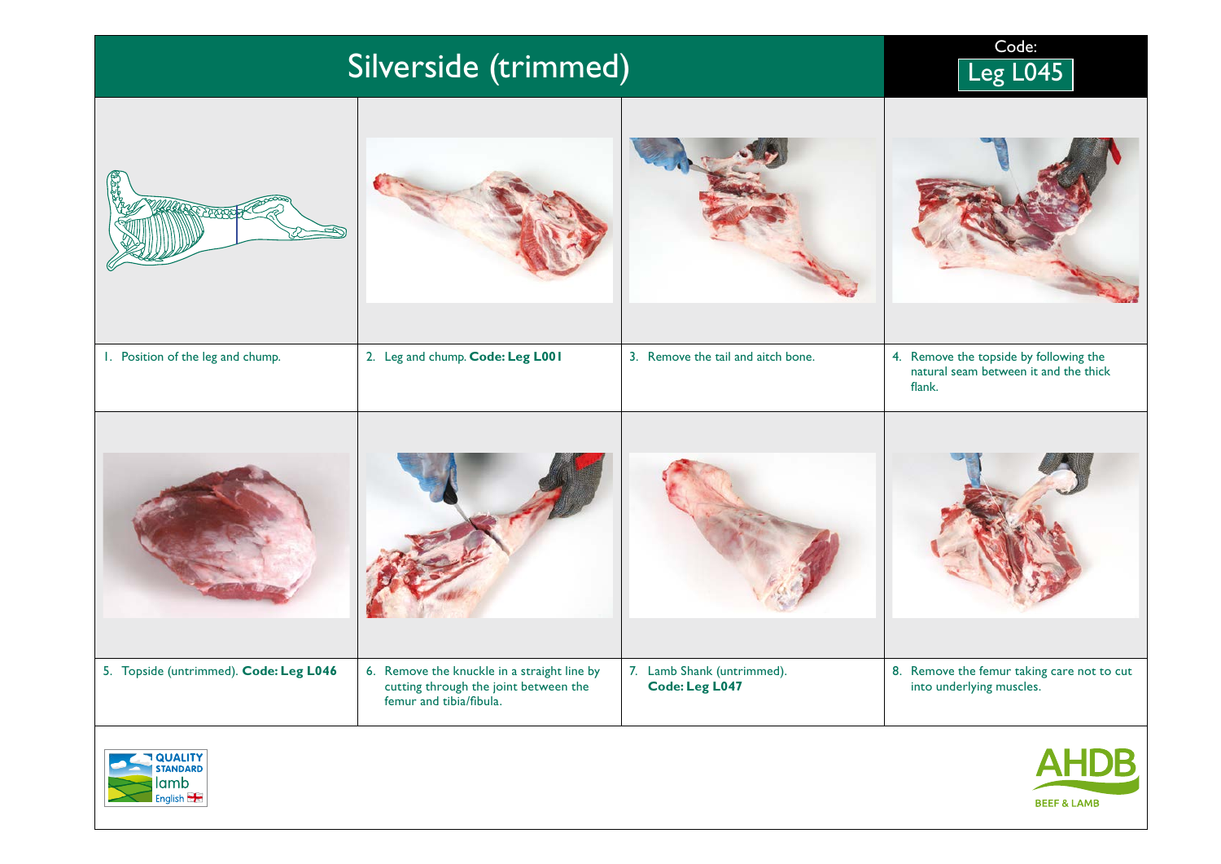# Silverside (trimmed)

Code: Leg L045

1. Position of the leg and chump.
2. Leg and chump. **Code: Leg L001**
3. Remove the tail and aitch bone.
4. Remove the topside by following the natural seam between it and the thick flank.
5. Topside (untrimmed). **Code: Leg L046**
6. Remove the knuckle in a straight line by cutting through the joint between the femur and tibia/fibula.
7. Lamb Shank (untrimmed). **Code: Leg L047**
8. Remove the femur taking care not to cut into underlying muscles.

QUALITY STANDARD lamb English

AHDB BEEF & LAMB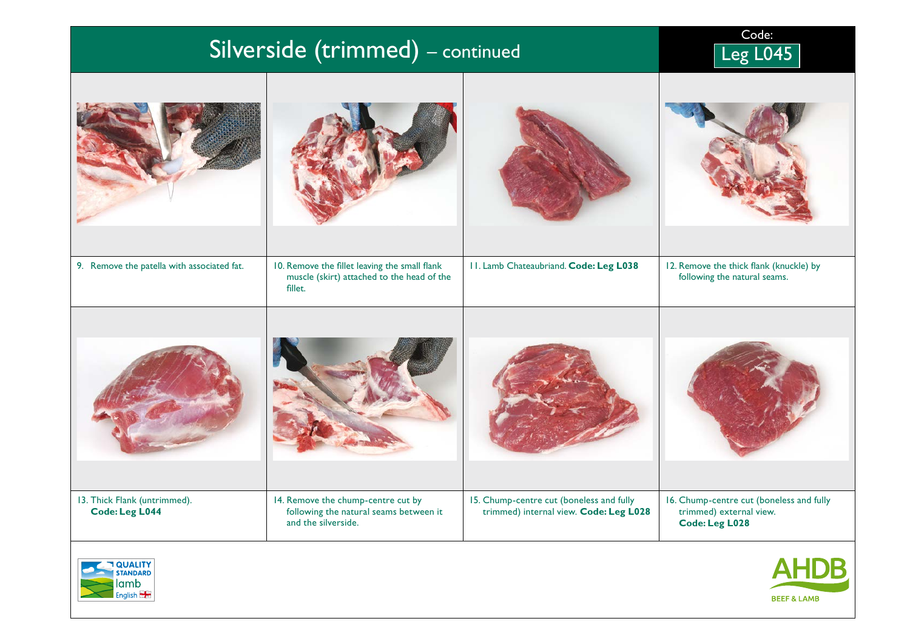# Silverside (trimmed) – continued

Code: Leg L045

9. Remove the patella with associated fat.

10. Remove the fillet leaving the small flank muscle (skirt) attached to the head of the fillet.

11. Lamb Chateaubriand. **Code: Leg L038**

12. Remove the thick flank (knuckle) by following the natural seams.

13. Thick Flank (untrimmed). **Code: Leg L044**

14. Remove the chump-centre cut by following the natural seams between it and the silverside.

15. Chump-centre cut (boneless and fully trimmed) internal view. **Code: Leg L028**

16. Chump-centre cut (boneless and fully trimmed) external view. **Code: Leg L028**

QUALITY STANDARD lamb English

AHDB BEEF & LAMB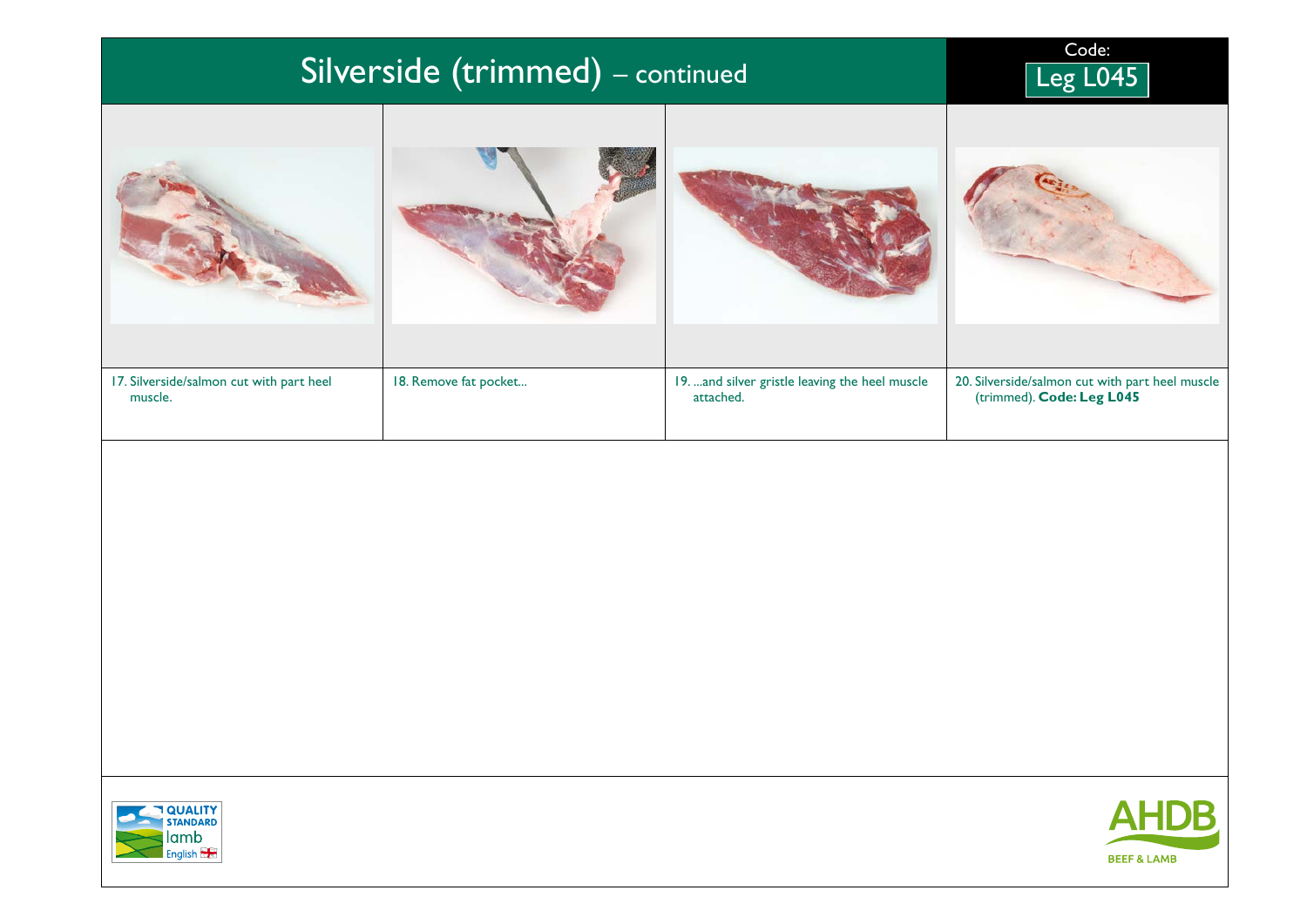# Silverside (trimmed) – continued

Code: Leg L045

17. Silverside/salmon cut with part heel muscle.

18. Remove fat pocket...

19. ...and silver gristle leaving the heel muscle attached.

20. Silverside/salmon cut with part heel muscle (trimmed). **Code: Leg L045**